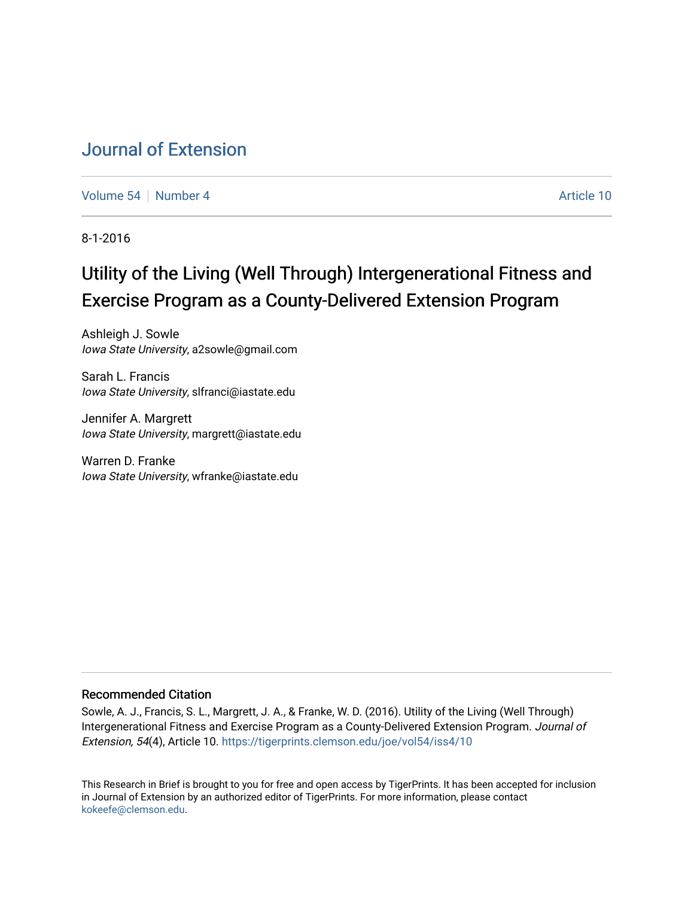# Journal of Extension

Volume 54 | Number 4 | Article 10

8-1-2016

## Utility of the Living (Well Through) Intergenerational Fitness and Exercise Program as a County-Delivered Extension Program

Ashleigh J. Sowle
*Iowa State University*, a2sowle@gmail.com

Sarah L. Francis
*Iowa State University*, slfranci@iastate.edu

Jennifer A. Margrett
*Iowa State University*, margrett@iastate.edu

Warren D. Franke
*Iowa State University*, wfranke@iastate.edu

### Recommended Citation

Sowle, A. J., Francis, S. L., Margrett, J. A., & Franke, W. D. (2016). Utility of the Living (Well Through) Intergenerational Fitness and Exercise Program as a County-Delivered Extension Program. *Journal of Extension, 54*(4), Article 10. https://tigerprints.clemson.edu/joe/vol54/iss4/10

This Research in Brief is brought to you for free and open access by TigerPrints. It has been accepted for inclusion in Journal of Extension by an authorized editor of TigerPrints. For more information, please contact kokeefe@clemson.edu.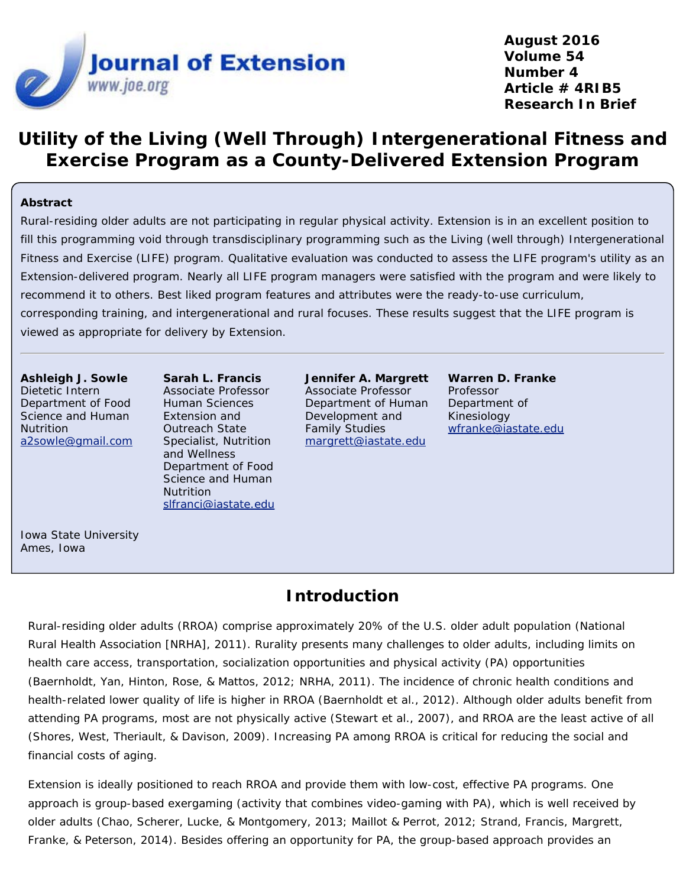# Utility of the Living (Well Through) Intergenerational Fitness and Exercise Program as a County-Delivered Extension Program

**Abstract**

Rural-residing older adults are not participating in regular physical activity. Extension is in an excellent position to fill this programming void through transdisciplinary programming such as the Living (well through) Intergenerational Fitness and Exercise (LIFE) program. Qualitative evaluation was conducted to assess the LIFE program's utility as an Extension-delivered program. Nearly all LIFE program managers were satisfied with the program and were likely to recommend it to others. Best liked program features and attributes were the ready-to-use curriculum, corresponding training, and intergenerational and rural focuses. These results suggest that the LIFE program is viewed as appropriate for delivery by Extension.

**Ashleigh J. Sowle**
Dietetic Intern
Department of Food Science and Human Nutrition
a2sowle@gmail.com

**Sarah L. Francis**
Associate Professor
Human Sciences Extension and Outreach State Specialist, Nutrition and Wellness
Department of Food Science and Human Nutrition
slfranci@iastate.edu

**Jennifer A. Margrett**
Associate Professor
Department of Human Development and Family Studies
margrett@iastate.edu

**Warren D. Franke**
Professor
Department of Kinesiology
wfranke@iastate.edu

Iowa State University
Ames, Iowa

## Introduction

Rural-residing older adults (RROA) comprise approximately 20% of the U.S. older adult population (National Rural Health Association [NRHA], 2011). Rurality presents many challenges to older adults, including limits on health care access, transportation, socialization opportunities and physical activity (PA) opportunities (Baernholdt, Yan, Hinton, Rose, & Mattos, 2012; NRHA, 2011). The incidence of chronic health conditions and health-related lower quality of life is higher in RROA (Baernholdt et al., 2012). Although older adults benefit from attending PA programs, most are not physically active (Stewart et al., 2007), and RROA are the least active of all (Shores, West, Theriault, & Davison, 2009). Increasing PA among RROA is critical for reducing the social and financial costs of aging.

Extension is ideally positioned to reach RROA and provide them with low-cost, effective PA programs. One approach is group-based exergaming (activity that combines video-gaming with PA), which is well received by older adults (Chao, Scherer, Lucke, & Montgomery, 2013; Maillot & Perrot, 2012; Strand, Francis, Margrett, Franke, & Peterson, 2014). Besides offering an opportunity for PA, the group-based approach provides an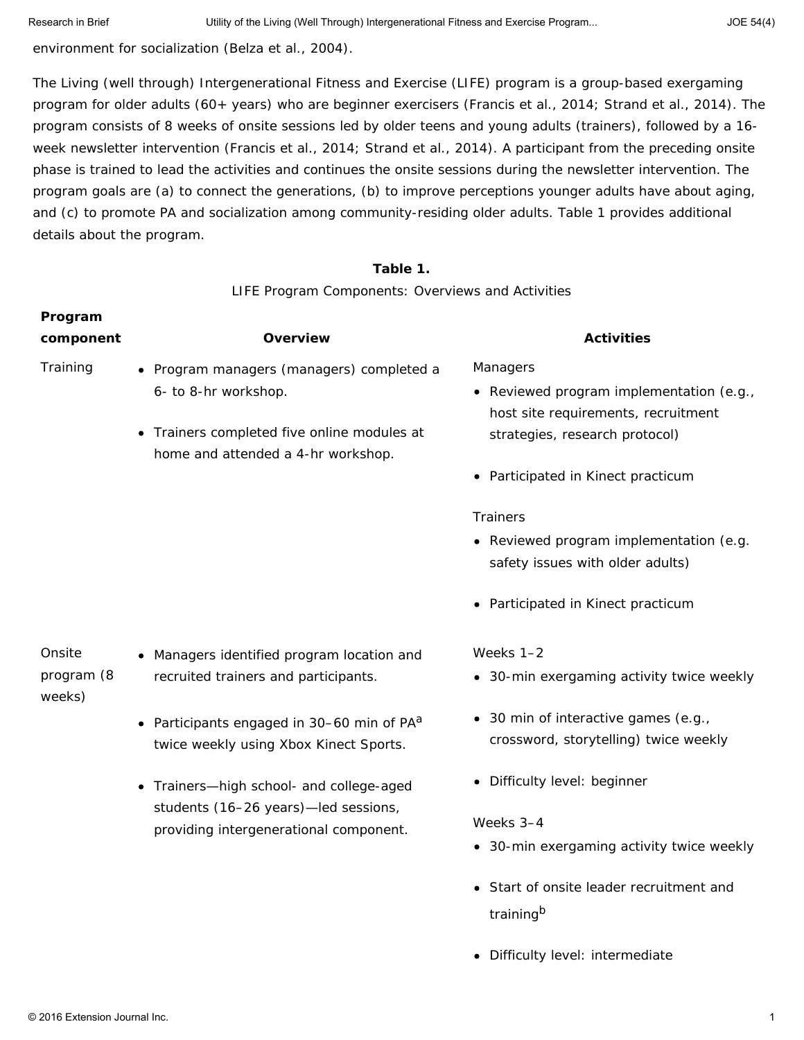environment for socialization (Belza et al., 2004).

The Living (well through) Intergenerational Fitness and Exercise (LIFE) program is a group-based exergaming program for older adults (60+ years) who are beginner exercisers (Francis et al., 2014; Strand et al., 2014). The program consists of 8 weeks of onsite sessions led by older teens and young adults (trainers), followed by a 16-week newsletter intervention (Francis et al., 2014; Strand et al., 2014). A participant from the preceding onsite phase is trained to lead the activities and continues the onsite sessions during the newsletter intervention. The program goals are (a) to connect the generations, (b) to improve perceptions younger adults have about aging, and (c) to promote PA and socialization among community-residing older adults. Table 1 provides additional details about the program.

**Table 1.**

LIFE Program Components: Overviews and Activities

| Program component | Overview | Activities |
|---|---|---|
| Training | • Program managers (managers) completed a 6- to 8-hr workshop.<br>• Trainers completed five online modules at home and attended a 4-hr workshop. | Managers<br>• Reviewed program implementation (e.g., host site requirements, recruitment strategies, research protocol)<br>• Participated in Kinect practicum<br>Trainers<br>• Reviewed program implementation (e.g. safety issues with older adults)<br>• Participated in Kinect practicum |
| Onsite program (8 weeks) | • Managers identified program location and recruited trainers and participants.<br>• Participants engaged in 30–60 min of PA[a] twice weekly using Xbox Kinect Sports.<br>• Trainers—high school- and college-aged students (16–26 years)—led sessions, providing intergenerational component. | Weeks 1–2<br>• 30-min exergaming activity twice weekly<br>• 30 min of interactive games (e.g., crossword, storytelling) twice weekly<br>• Difficulty level: beginner<br>Weeks 3–4<br>• 30-min exergaming activity twice weekly<br>• Start of onsite leader recruitment and training[b]<br>• Difficulty level: intermediate |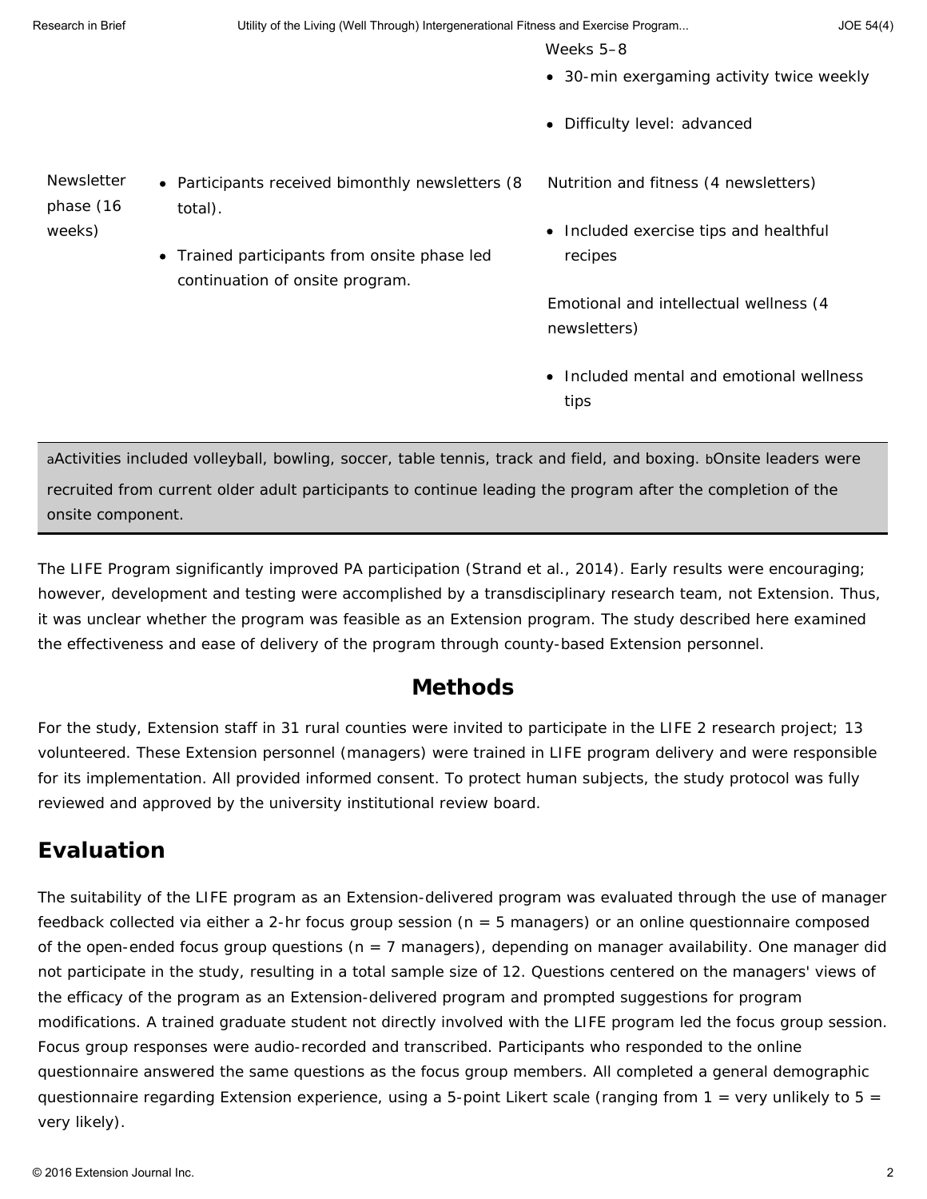| | | Weeks 5–8<br>• 30-min exergaming activity twice weekly<br>• Difficulty level: advanced |
|---|---|---|
| Newsletter phase (16 weeks) | • Participants received bimonthly newsletters (8 total).<br>• Trained participants from onsite phase led continuation of onsite program. | Nutrition and fitness (4 newsletters)<br>• Included exercise tips and healthful recipes<br>Emotional and intellectual wellness (4 newsletters)<br>• Included mental and emotional wellness tips |

[a]Activities included volleyball, bowling, soccer, table tennis, track and field, and boxing. [b]Onsite leaders were recruited from current older adult participants to continue leading the program after the completion of the onsite component.

The LIFE Program significantly improved PA participation (Strand et al., 2014). Early results were encouraging; however, development and testing were accomplished by a transdisciplinary research team, not Extension. Thus, it was unclear whether the program was feasible as an Extension program. The study described here examined the effectiveness and ease of delivery of the program through county-based Extension personnel.

## Methods

For the study, Extension staff in 31 rural counties were invited to participate in the LIFE 2 research project; 13 volunteered. These Extension personnel (managers) were trained in LIFE program delivery and were responsible for its implementation. All provided informed consent. To protect human subjects, the study protocol was fully reviewed and approved by the university institutional review board.

## Evaluation

The suitability of the LIFE program as an Extension-delivered program was evaluated through the use of manager feedback collected via either a 2-hr focus group session (n = 5 managers) or an online questionnaire composed of the open-ended focus group questions (n = 7 managers), depending on manager availability. One manager did not participate in the study, resulting in a total sample size of 12. Questions centered on the managers' views of the efficacy of the program as an Extension-delivered program and prompted suggestions for program modifications. A trained graduate student not directly involved with the LIFE program led the focus group session. Focus group responses were audio-recorded and transcribed. Participants who responded to the online questionnaire answered the same questions as the focus group members. All completed a general demographic questionnaire regarding Extension experience, using a 5-point Likert scale (ranging from 1 = very unlikely to 5 = very likely).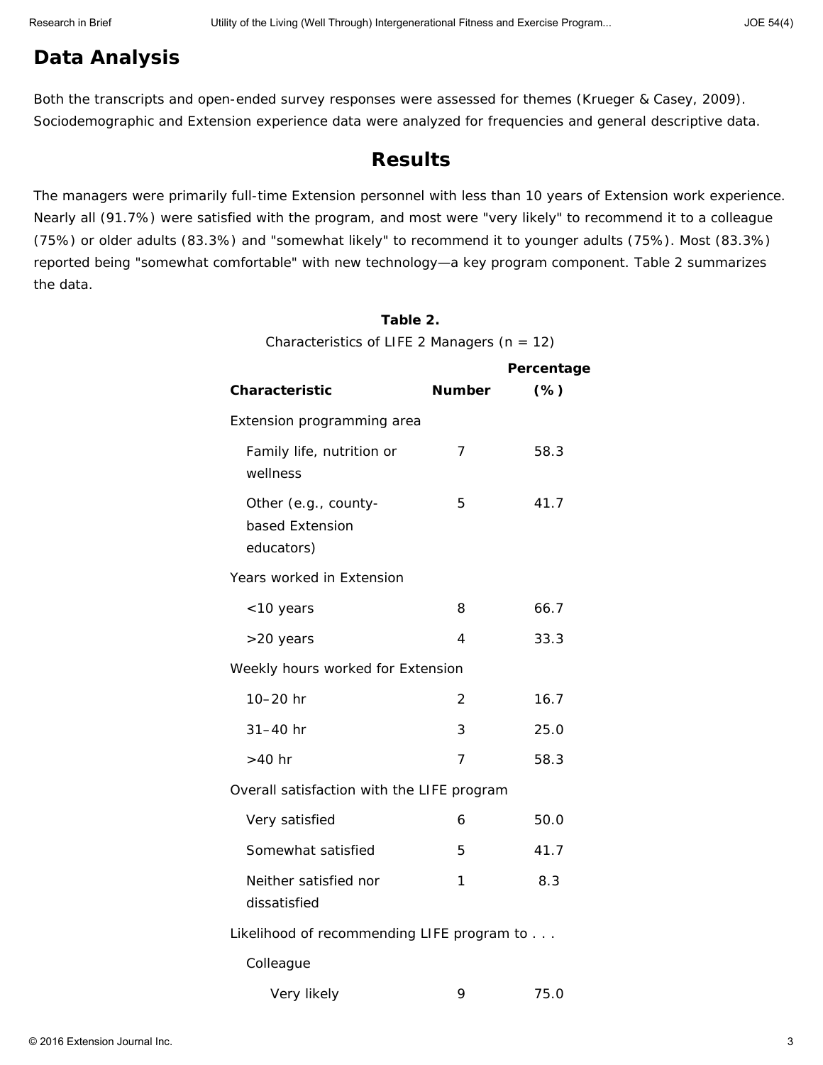## Data Analysis

Both the transcripts and open-ended survey responses were assessed for themes (Krueger & Casey, 2009). Sociodemographic and Extension experience data were analyzed for frequencies and general descriptive data.

## Results

The managers were primarily full-time Extension personnel with less than 10 years of Extension work experience. Nearly all (91.7%) were satisfied with the program, and most were "very likely" to recommend it to a colleague (75%) or older adults (83.3%) and "somewhat likely" to recommend it to younger adults (75%). Most (83.3%) reported being "somewhat comfortable" with new technology—a key program component. Table 2 summarizes the data.

**Table 2.**

Characteristics of LIFE 2 Managers (n = 12)

| Characteristic | Number | Percentage (%) |
|---|---|---|
| Extension programming area | | |
| Family life, nutrition or wellness | 7 | 58.3 |
| Other (e.g., county-based Extension educators) | 5 | 41.7 |
| Years worked in Extension | | |
| <10 years | 8 | 66.7 |
| >20 years | 4 | 33.3 |
| Weekly hours worked for Extension | | |
| 10–20 hr | 2 | 16.7 |
| 31–40 hr | 3 | 25.0 |
| >40 hr | 7 | 58.3 |
| Overall satisfaction with the LIFE program | | |
| Very satisfied | 6 | 50.0 |
| Somewhat satisfied | 5 | 41.7 |
| Neither satisfied nor dissatisfied | 1 | 8.3 |
| Likelihood of recommending LIFE program to . . . | | |
| Colleague | | |
| Very likely | 9 | 75.0 |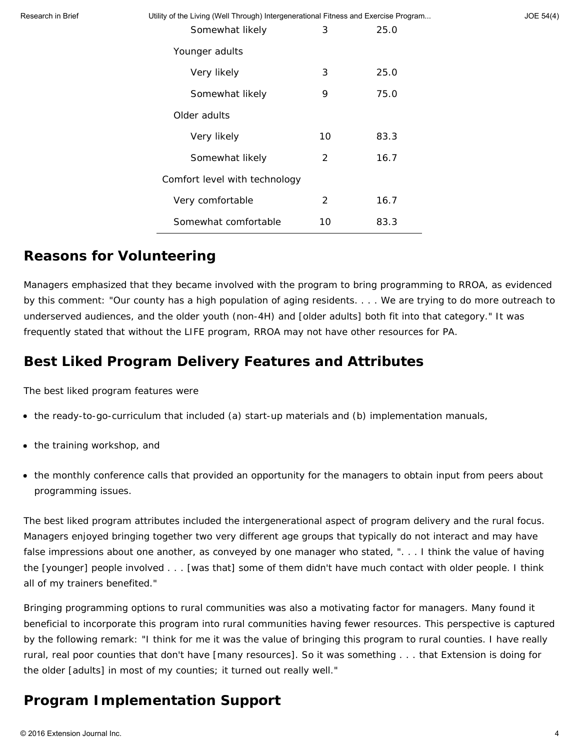| | | |
|---|---|---|
| Somewhat likely | 3 | 25.0 |
| Younger adults | | |
| Very likely | 3 | 25.0 |
| Somewhat likely | 9 | 75.0 |
| Older adults | | |
| Very likely | 10 | 83.3 |
| Somewhat likely | 2 | 16.7 |
| Comfort level with technology | | |
| Very comfortable | 2 | 16.7 |
| Somewhat comfortable | 10 | 83.3 |

## Reasons for Volunteering

Managers emphasized that they became involved with the program to bring programming to RROA, as evidenced by this comment: "Our county has a high population of aging residents. . . . We are trying to do more outreach to underserved audiences, and the older youth (non-4H) and [older adults] both fit into that category." It was frequently stated that without the LIFE program, RROA may not have other resources for PA.

## Best Liked Program Delivery Features and Attributes

The best liked program features were

- the ready-to-go-curriculum that included (a) start-up materials and (b) implementation manuals,
- the training workshop, and
- the monthly conference calls that provided an opportunity for the managers to obtain input from peers about programming issues.

The best liked program attributes included the intergenerational aspect of program delivery and the rural focus. Managers enjoyed bringing together two very different age groups that typically do not interact and may have false impressions about one another, as conveyed by one manager who stated, ". . . I think the value of having the [younger] people involved . . . [was that] some of them didn't have much contact with older people. I think all of my trainers benefited."

Bringing programming options to rural communities was also a motivating factor for managers. Many found it beneficial to incorporate this program into rural communities having fewer resources. This perspective is captured by the following remark: "I think for me it was the value of bringing this program to rural counties. I have really rural, real poor counties that don't have [many resources]. So it was something . . . that Extension is doing for the older [adults] in most of my counties; it turned out really well."

## Program Implementation Support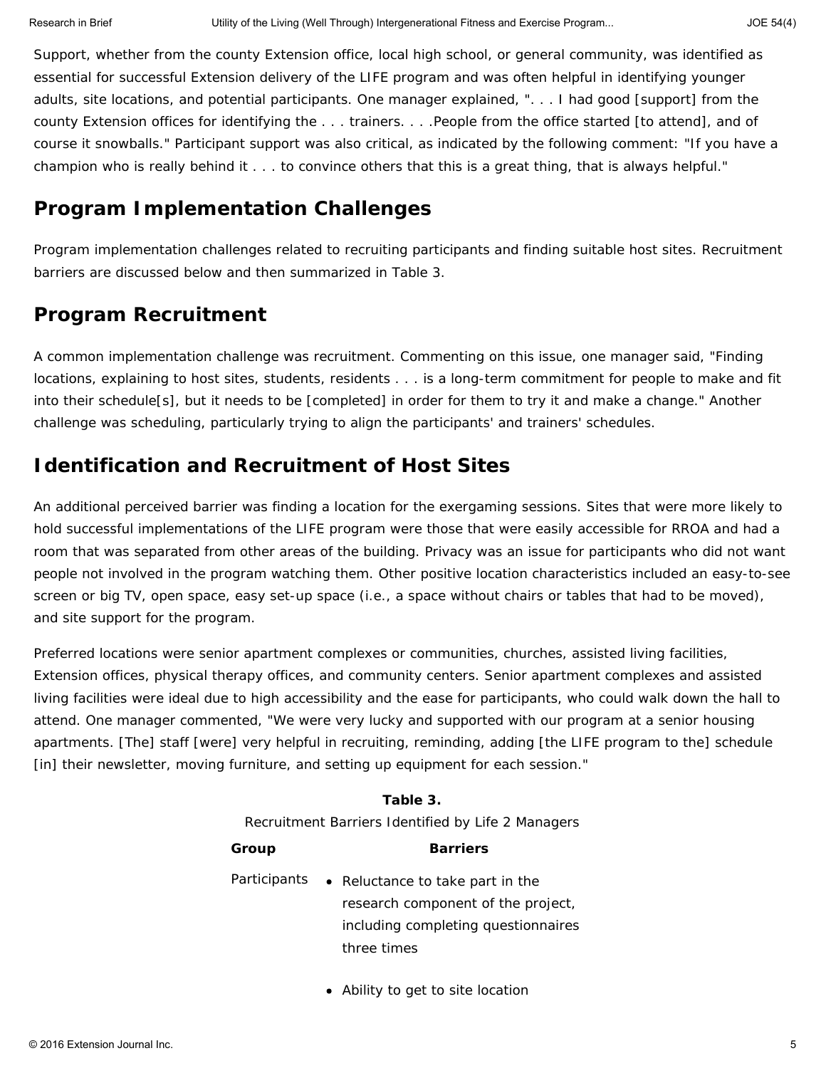Support, whether from the county Extension office, local high school, or general community, was identified as essential for successful Extension delivery of the LIFE program and was often helpful in identifying younger adults, site locations, and potential participants. One manager explained, ". . . I had good [support] from the county Extension offices for identifying the . . . trainers. . . .People from the office started [to attend], and of course it snowballs." Participant support was also critical, as indicated by the following comment: "If you have a champion who is really behind it . . . to convince others that this is a great thing, that is always helpful."

## Program Implementation Challenges

Program implementation challenges related to recruiting participants and finding suitable host sites. Recruitment barriers are discussed below and then summarized in Table 3.

## Program Recruitment

A common implementation challenge was recruitment. Commenting on this issue, one manager said, "Finding locations, explaining to host sites, students, residents . . . is a long-term commitment for people to make and fit into their schedule[s], but it needs to be [completed] in order for them to try it and make a change." Another challenge was scheduling, particularly trying to align the participants' and trainers' schedules.

## Identification and Recruitment of Host Sites

An additional perceived barrier was finding a location for the exergaming sessions. Sites that were more likely to hold successful implementations of the LIFE program were those that were easily accessible for RROA and had a room that was separated from other areas of the building. Privacy was an issue for participants who did not want people not involved in the program watching them. Other positive location characteristics included an easy-to-see screen or big TV, open space, easy set-up space (i.e., a space without chairs or tables that had to be moved), and site support for the program.

Preferred locations were senior apartment complexes or communities, churches, assisted living facilities, Extension offices, physical therapy offices, and community centers. Senior apartment complexes and assisted living facilities were ideal due to high accessibility and the ease for participants, who could walk down the hall to attend. One manager commented, "We were very lucky and supported with our program at a senior housing apartments. [The] staff [were] very helpful in recruiting, reminding, adding [the LIFE program to the] schedule [in] their newsletter, moving furniture, and setting up equipment for each session."

**Table 3.**
Recruitment Barriers Identified by Life 2 Managers

| Group | Barriers |
| --- | --- |
| Participants | • Reluctance to take part in the research component of the project, including completing questionnaires three times<br>• Ability to get to site location |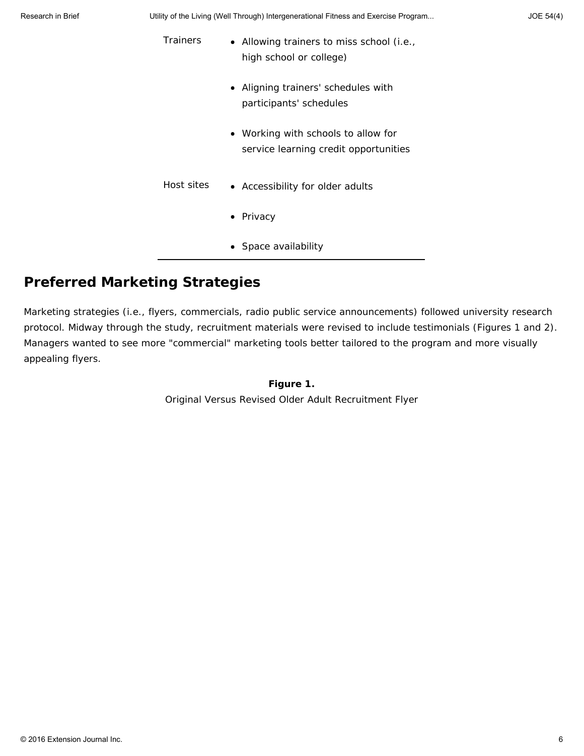| | |
|---|---|
| Trainers | • Allowing trainers to miss school (i.e., high school or college)<br>• Aligning trainers' schedules with participants' schedules<br>• Working with schools to allow for service learning credit opportunities |
| Host sites | • Accessibility for older adults<br>• Privacy<br>• Space availability |

## Preferred Marketing Strategies

Marketing strategies (i.e., flyers, commercials, radio public service announcements) followed university research protocol. Midway through the study, recruitment materials were revised to include testimonials (Figures 1 and 2). Managers wanted to see more "commercial" marketing tools better tailored to the program and more visually appealing flyers.

**Figure 1.**
Original Versus Revised Older Adult Recruitment Flyer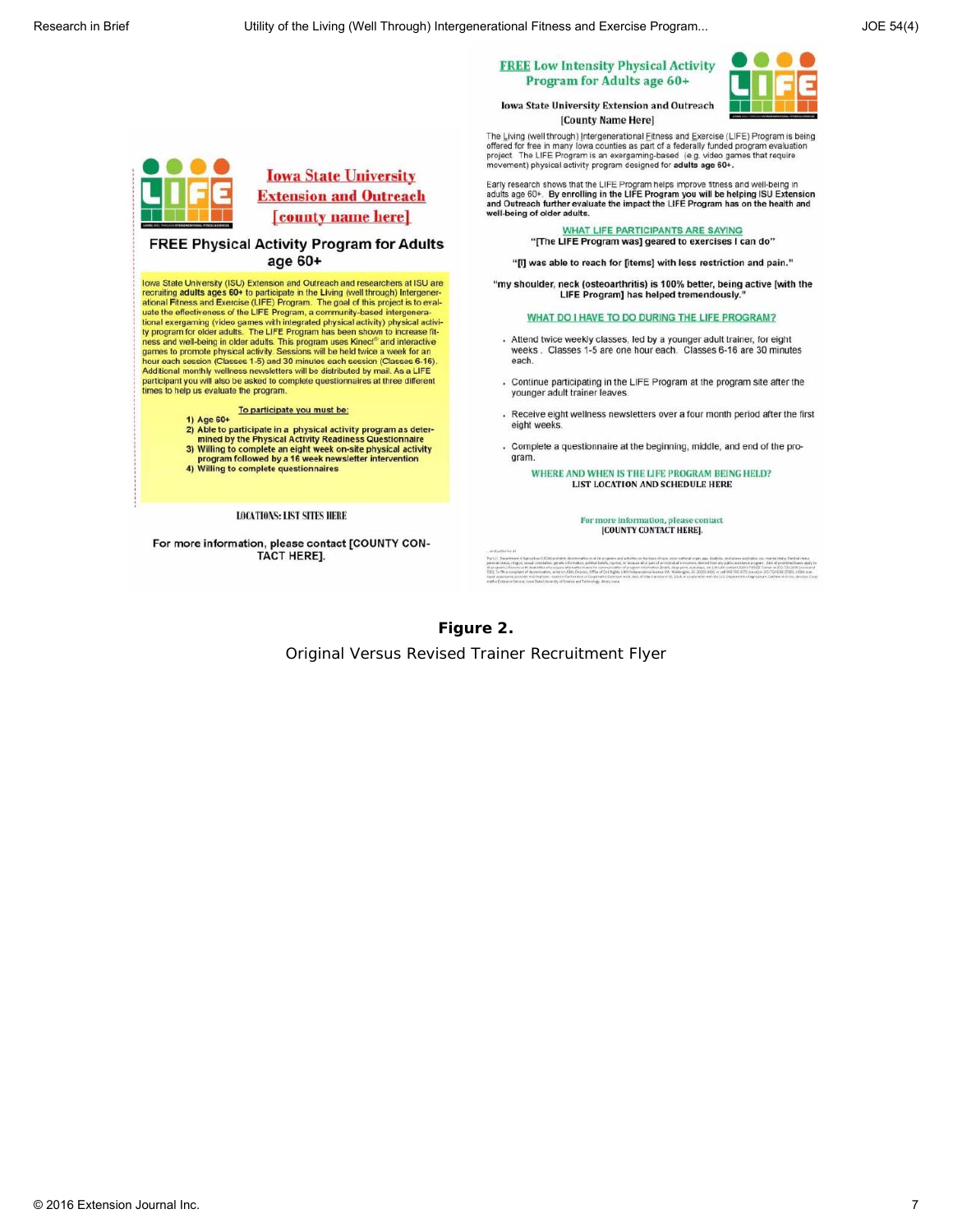**Iowa State University Extension and Outreach [county name here]**

**FREE Physical Activity Program for Adults age 60+**

Iowa State University (ISU) Extension and Outreach and researchers at ISU are recruiting **adults ages 60+** to participate in the Living (well through) Intergenerational Fitness and Exercise (LIFE) Program. The goal of this project is to evaluate the effectiveness of the LIFE Program, a community-based intergenerational exergaming (video games with integrated physical activity) physical activity program for older adults. The LIFE Program has been shown to increase fitness and well-being in older adults. This program uses Kinect® and interactive games to promote physical activity. Sessions will be held twice a week for an hour each session (Classes 1-5) and 30 minutes each session (Classes 6-16). Additional monthly wellness newsletters will be distributed by mail. As a LIFE participant you will also be asked to complete questionnaires at three different times to help us evaluate the program.

To participate you must be:

1) Age 60+
2) Able to participate in a physical activity program as determined by the Physical Activity Readiness Questionnaire
3) Willing to complete an eight week on-site physical activity program followed by a 16 week newsletter intervention
4) Willing to complete questionnaires

LOCATIONS: LIST SITES HERE

For more information, please contact [COUNTY CONTACT HERE].

**FREE Low Intensity Physical Activity Program for Adults age 60+**

Iowa State University Extension and Outreach
[County Name Here]

The Living (well through) Intergenerational Fitness and Exercise (LIFE) Program is being offered for free in many Iowa counties as part of a federally funded program evaluation project. The LIFE Program is an exergaming-based (e.g. video games that require movement) physical activity program designed for **adults age 60+**.

Early research shows that the LIFE Program helps improve fitness and well-being in adults age 60+. **By enrolling in the LIFE Program you will be helping ISU Extension and Outreach further evaluate the impact the LIFE Program has on the health and well-being of older adults.**

WHAT LIFE PARTICIPANTS ARE SAYING

"[The LIFE Program was] geared to exercises I can do"

"[I] was able to reach for [items] with less restriction and pain."

"my shoulder, neck (osteoarthritis) is 100% better, being active [with the LIFE Program] has helped tremendously."

WHAT DO I HAVE TO DO DURING THE LIFE PROGRAM?

- Attend twice weekly classes, led by a younger adult trainer, for eight weeks. Classes 1-5 are one hour each. Classes 6-16 are 30 minutes each.
- Continue participating in the LIFE Program at the program site after the younger adult trainer leaves.
- Receive eight wellness newsletters over a four month period after the first eight weeks.
- Complete a questionnaire at the beginning, middle, and end of the program.

WHERE AND WHEN IS THE LIFE PROGRAM BEING HELD?
LIST LOCATION AND SCHEDULE HERE

For more information, please contact
[COUNTY CONTACT HERE].

**Figure 2.**
Original Versus Revised Trainer Recruitment Flyer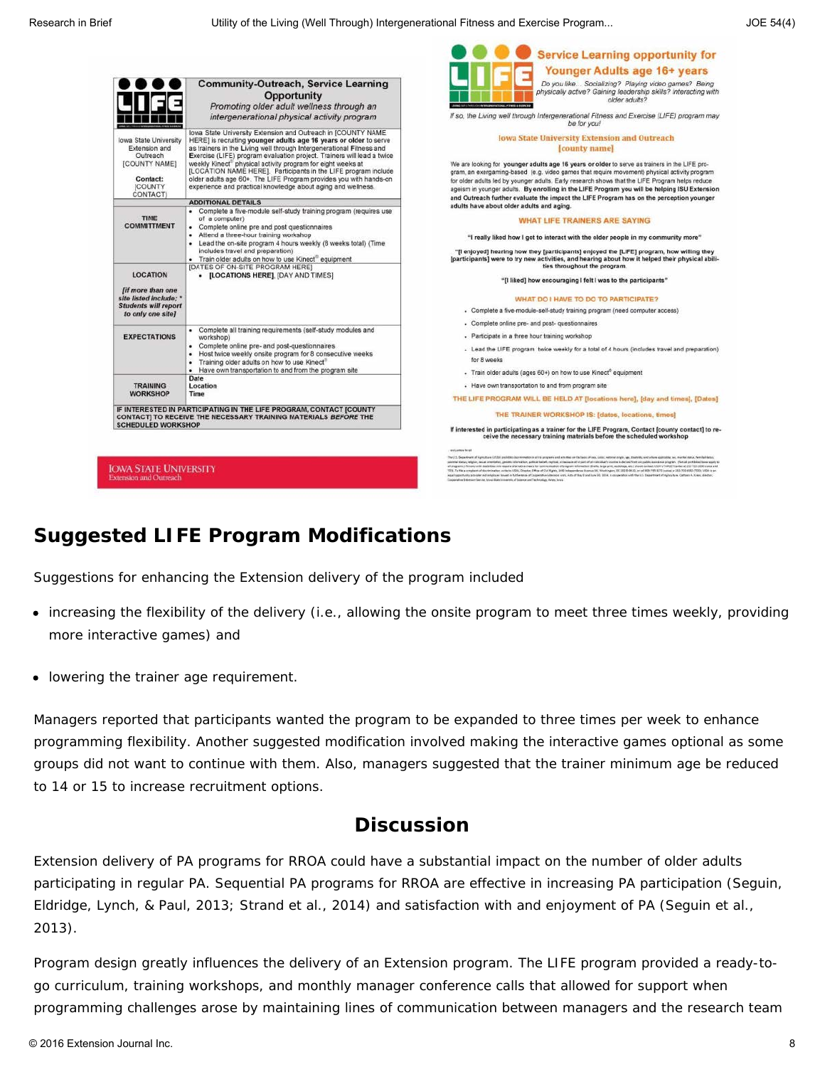| **LIFE** | **Community-Outreach, Service Learning Opportunity** *Promoting older adult wellness through an intergenerational physical activity program* |
|---|---|
| Iowa State University Extension and Outreach [COUNTY NAME] Contact: [COUNTY CONTACT] | Iowa State University Extension and Outreach in [COUNTY NAME HERE] is recruiting **younger adults age 16 years or older** to serve as trainers in the Living well through Intergenerational Fitness and Exercise (LIFE) program evaluation project. Trainers will lead a twice weekly Kinect® physical activity program for eight weeks at [LOCATION NAME HERE]. Participants in the LIFE program include older adults age 60+. The LIFE Program provides you with hands-on experience and practical knowledge about aging and wellness. |
| | **ADDITIONAL DETAILS** |
| TIME COMMITTMENT | • Complete a five-module self-study training program (requires use of a computer) • Complete online pre and post questionnaires • Attend a three-hour training workshop • Lead the on-site program 4 hours weekly (8 weeks total) (Time includes travel and preparation) • Train older adults on how to use Kinect® equipment |
| LOCATION *[if more than one site listed include; \* Students will report to only one site]* | [DATES OF ON-SITE PROGRAM HERE] • **[LOCATIONS HERE]**, [DAY AND TIMES] |
| EXPECTATIONS | • Complete all training requirements (self-study modules and workshop) • Complete online pre- and post-questionnaires • Host twice weekly onsite program for 8 consecutive weeks • Training older adults on how to use Kinect® • Have own transportation to and from the program site |
| TRAINING WORKSHOP | Date Location Time |
| IF INTERESTED IN PARTICIPATING IN THE LIFE PROGRAM, CONTACT [COUNTY CONTACT] TO RECEIVE THE NECESSARY TRAINING MATERIALS *BEFORE* THE SCHEDULED WORKSHOP | |

IOWA STATE UNIVERSITY
Extension and Outreach

**LIFE — Service Learning opportunity for Younger Adults age 16+ years**

*Do you like... Socializing? Playing video games? Being physically active? Gaining leadership skills? Interacting with older adults?*

*If so, the Living well through Intergenerational Fitness and Exercise (LIFE) program may be for you!*

**Iowa State University Extension and Outreach [county name]**

We are looking for **younger adults age 16 years or older** to serve as trainers in the LIFE program, an exergaming-based (e.g. video games that require movement) physical activity program for older adults led by younger adults. Early research shows that the LIFE Program helps reduce ageism in younger adults. **By enrolling in the LIFE Program you will be helping ISU Extension and Outreach further evaluate the impact the LIFE Program has on the perception younger adults have about older adults and aging.**

**WHAT LIFE TRAINERS ARE SAYING**

**"I really liked how I got to interact with the older people in my community more"**

**"[I enjoyed] hearing how they [participants] enjoyed the [LIFE] program, how willing they [participants] were to try new activities, and hearing about how it helped their physical abilities throughout the program."**

**"[I liked] how encouraging I felt I was to the participants"**

**WHAT DO I HAVE TO DO TO PARTICIPATE?**

- Complete a five-module-self-study training program (need computer access)
- Complete online pre- and post- questionnaires
- Participate in a three hour training workshop
- Lead the LIFE program twice weekly for a total of 4 hours (includes travel and preparation) for 8 weeks
- Train older adults (ages 60+) on how to use Kinect® equipment
- Have own transportation to and from program site

**THE LIFE PROGRAM WILL BE HELD AT [locations here], [day and times], [Dates]**

**THE TRAINER WORKSHOP IS: [dates, locations, times]**

**If interested in participating as a trainer for the LIFE Program, Contact [county contact] to receive the necessary training materials before the scheduled workshop**

## Suggested LIFE Program Modifications

Suggestions for enhancing the Extension delivery of the program included

- increasing the flexibility of the delivery (i.e., allowing the onsite program to meet three times weekly, providing more interactive games) and
- lowering the trainer age requirement.

Managers reported that participants wanted the program to be expanded to three times per week to enhance programming flexibility. Another suggested modification involved making the interactive games optional as some groups did not want to continue with them. Also, managers suggested that the trainer minimum age be reduced to 14 or 15 to increase recruitment options.

## Discussion

Extension delivery of PA programs for RROA could have a substantial impact on the number of older adults participating in regular PA. Sequential PA programs for RROA are effective in increasing PA participation (Seguin, Eldridge, Lynch, & Paul, 2013; Strand et al., 2014) and satisfaction with and enjoyment of PA (Seguin et al., 2013).

Program design greatly influences the delivery of an Extension program. The LIFE program provided a ready-to-go curriculum, training workshops, and monthly manager conference calls that allowed for support when programming challenges arose by maintaining lines of communication between managers and the research team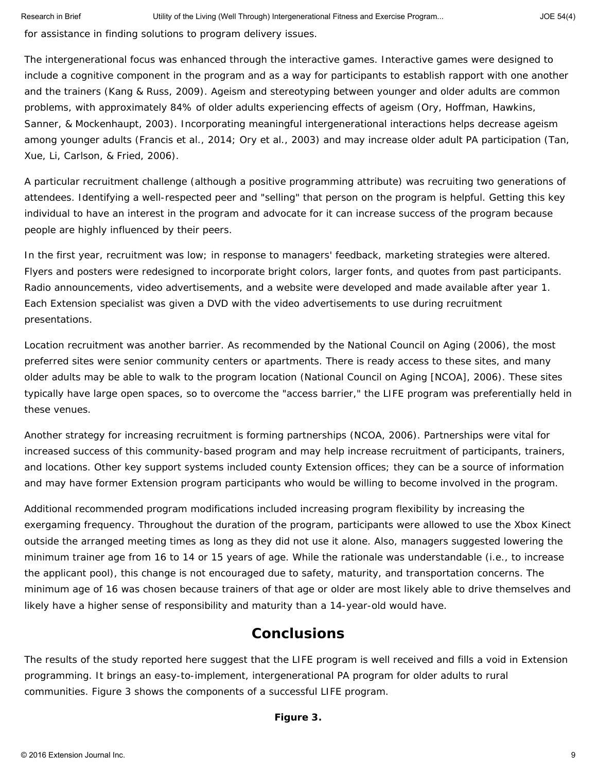for assistance in finding solutions to program delivery issues.

The intergenerational focus was enhanced through the interactive games. Interactive games were designed to include a cognitive component in the program and as a way for participants to establish rapport with one another and the trainers (Kang & Russ, 2009). Ageism and stereotyping between younger and older adults are common problems, with approximately 84% of older adults experiencing effects of ageism (Ory, Hoffman, Hawkins, Sanner, & Mockenhaupt, 2003). Incorporating meaningful intergenerational interactions helps decrease ageism among younger adults (Francis et al., 2014; Ory et al., 2003) and may increase older adult PA participation (Tan, Xue, Li, Carlson, & Fried, 2006).

A particular recruitment challenge (although a positive programming attribute) was recruiting two generations of attendees. Identifying a well-respected peer and "selling" that person on the program is helpful. Getting this key individual to have an interest in the program and advocate for it can increase success of the program because people are highly influenced by their peers.

In the first year, recruitment was low; in response to managers' feedback, marketing strategies were altered. Flyers and posters were redesigned to incorporate bright colors, larger fonts, and quotes from past participants. Radio announcements, video advertisements, and a website were developed and made available after year 1. Each Extension specialist was given a DVD with the video advertisements to use during recruitment presentations.

Location recruitment was another barrier. As recommended by the National Council on Aging (2006), the most preferred sites were senior community centers or apartments. There is ready access to these sites, and many older adults may be able to walk to the program location (National Council on Aging [NCOA], 2006). These sites typically have large open spaces, so to overcome the "access barrier," the LIFE program was preferentially held in these venues.

Another strategy for increasing recruitment is forming partnerships (NCOA, 2006). Partnerships were vital for increased success of this community-based program and may help increase recruitment of participants, trainers, and locations. Other key support systems included county Extension offices; they can be a source of information and may have former Extension program participants who would be willing to become involved in the program.

Additional recommended program modifications included increasing program flexibility by increasing the exergaming frequency. Throughout the duration of the program, participants were allowed to use the Xbox Kinect outside the arranged meeting times as long as they did not use it alone. Also, managers suggested lowering the minimum trainer age from 16 to 14 or 15 years of age. While the rationale was understandable (i.e., to increase the applicant pool), this change is not encouraged due to safety, maturity, and transportation concerns. The minimum age of 16 was chosen because trainers of that age or older are most likely able to drive themselves and likely have a higher sense of responsibility and maturity than a 14-year-old would have.

## Conclusions

The results of the study reported here suggest that the LIFE program is well received and fills a void in Extension programming. It brings an easy-to-implement, intergenerational PA program for older adults to rural communities. Figure 3 shows the components of a successful LIFE program.

**Figure 3.**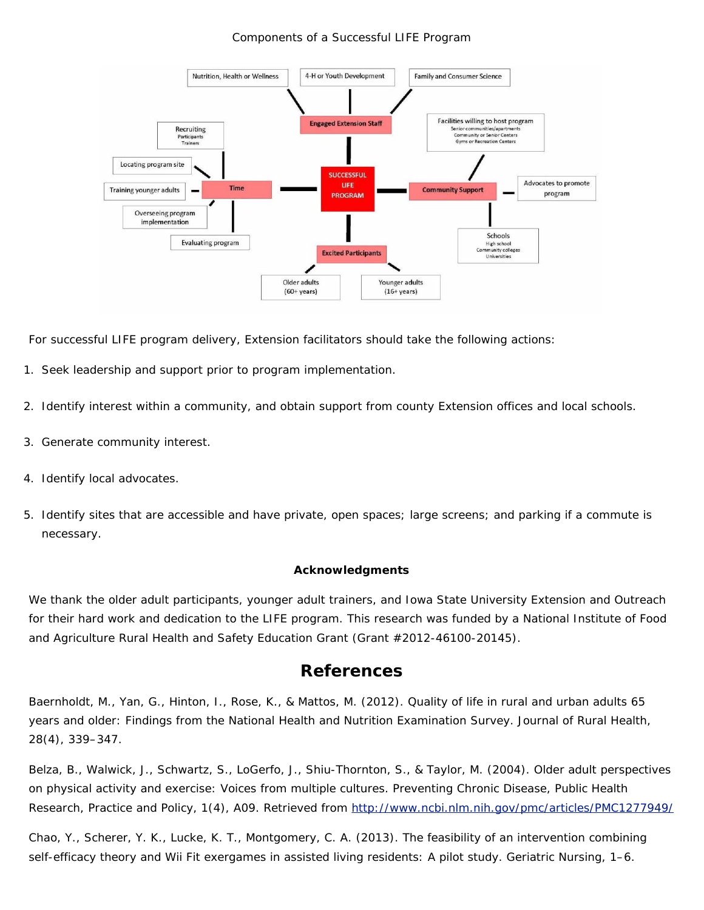Components of a Successful LIFE Program

For successful LIFE program delivery, Extension facilitators should take the following actions:

1. Seek leadership and support prior to program implementation.
2. Identify interest within a community, and obtain support from county Extension offices and local schools.
3. Generate community interest.
4. Identify local advocates.
5. Identify sites that are accessible and have private, open spaces; large screens; and parking if a commute is necessary.

**Acknowledgments**

We thank the older adult participants, younger adult trainers, and Iowa State University Extension and Outreach for their hard work and dedication to the LIFE program. This research was funded by a National Institute of Food and Agriculture Rural Health and Safety Education Grant (Grant #2012-46100-20145).

## References

Baernholdt, M., Yan, G., Hinton, I., Rose, K., & Mattos, M. (2012). Quality of life in rural and urban adults 65 years and older: Findings from the National Health and Nutrition Examination Survey. Journal of Rural Health, 28(4), 339–347.

Belza, B., Walwick, J., Schwartz, S., LoGerfo, J., Shiu-Thornton, S., & Taylor, M. (2004). Older adult perspectives on physical activity and exercise: Voices from multiple cultures. Preventing Chronic Disease, Public Health Research, Practice and Policy, 1(4), A09. Retrieved from http://www.ncbi.nlm.nih.gov/pmc/articles/PMC1277949/

Chao, Y., Scherer, Y. K., Lucke, K. T., Montgomery, C. A. (2013). The feasibility of an intervention combining self-efficacy theory and Wii Fit exergames in assisted living residents: A pilot study. Geriatric Nursing, 1–6.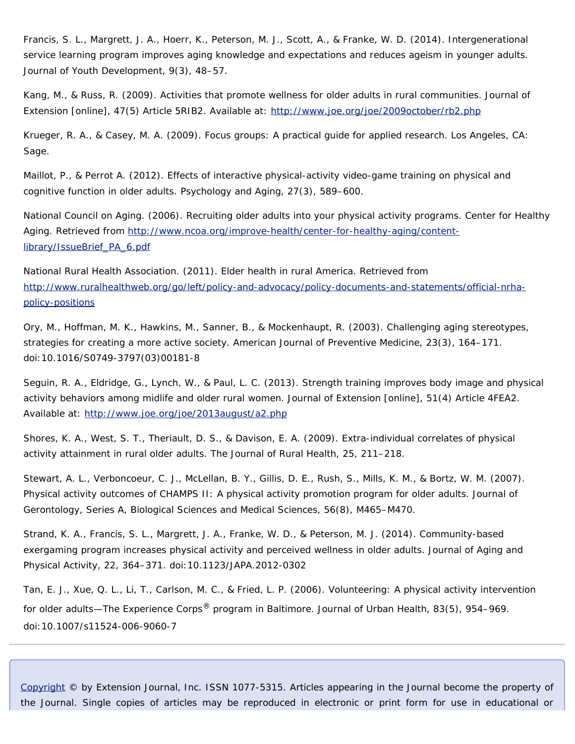Francis, S. L., Margrett, J. A., Hoerr, K., Peterson, M. J., Scott, A., & Franke, W. D. (2014). Intergenerational service learning program improves aging knowledge and expectations and reduces ageism in younger adults. Journal of Youth Development, 9(3), 48–57.

Kang, M., & Russ, R. (2009). Activities that promote wellness for older adults in rural communities. Journal of Extension [online], 47(5) Article 5RIB2. Available at: http://www.joe.org/joe/2009october/rb2.php

Krueger, R. A., & Casey, M. A. (2009). Focus groups: A practical guide for applied research. Los Angeles, CA: Sage.

Maillot, P., & Perrot A. (2012). Effects of interactive physical-activity video-game training on physical and cognitive function in older adults. Psychology and Aging, 27(3), 589–600.

National Council on Aging. (2006). Recruiting older adults into your physical activity programs. Center for Healthy Aging. Retrieved from http://www.ncoa.org/improve-health/center-for-healthy-aging/content-library/IssueBrief_PA_6.pdf

National Rural Health Association. (2011). Elder health in rural America. Retrieved from http://www.ruralhealthweb.org/go/left/policy-and-advocacy/policy-documents-and-statements/official-nrha-policy-positions

Ory, M., Hoffman, M. K., Hawkins, M., Sanner, B., & Mockenhaupt, R. (2003). Challenging aging stereotypes, strategies for creating a more active society. American Journal of Preventive Medicine, 23(3), 164–171. doi:10.1016/S0749-3797(03)00181-8

Seguin, R. A., Eldridge, G., Lynch, W., & Paul, L. C. (2013). Strength training improves body image and physical activity behaviors among midlife and older rural women. Journal of Extension [online], 51(4) Article 4FEA2. Available at: http://www.joe.org/joe/2013august/a2.php

Shores, K. A., West, S. T., Theriault, D. S., & Davison, E. A. (2009). Extra-individual correlates of physical activity attainment in rural older adults. The Journal of Rural Health, 25, 211–218.

Stewart, A. L., Verboncoeur, C. J., McLellan, B. Y., Gillis, D. E., Rush, S., Mills, K. M., & Bortz, W. M. (2007). Physical activity outcomes of CHAMPS II: A physical activity promotion program for older adults. Journal of Gerontology, Series A, Biological Sciences and Medical Sciences, 56(8), M465–M470.

Strand, K. A., Francis, S. L., Margrett, J. A., Franke, W. D., & Peterson, M. J. (2014). Community-based exergaming program increases physical activity and perceived wellness in older adults. Journal of Aging and Physical Activity, 22, 364–371. doi:10.1123/JAPA.2012-0302

Tan, E. J., Xue, Q. L., Li, T., Carlson, M. C., & Fried, L. P. (2006). Volunteering: A physical activity intervention for older adults—The Experience Corps® program in Baltimore. Journal of Urban Health, 83(5), 954–969. doi:10.1007/s11524-006-9060-7

---

Copyright © by Extension Journal, Inc. ISSN 1077-5315. Articles appearing in the Journal become the property of the Journal. Single copies of articles may be reproduced in electronic or print form for use in educational or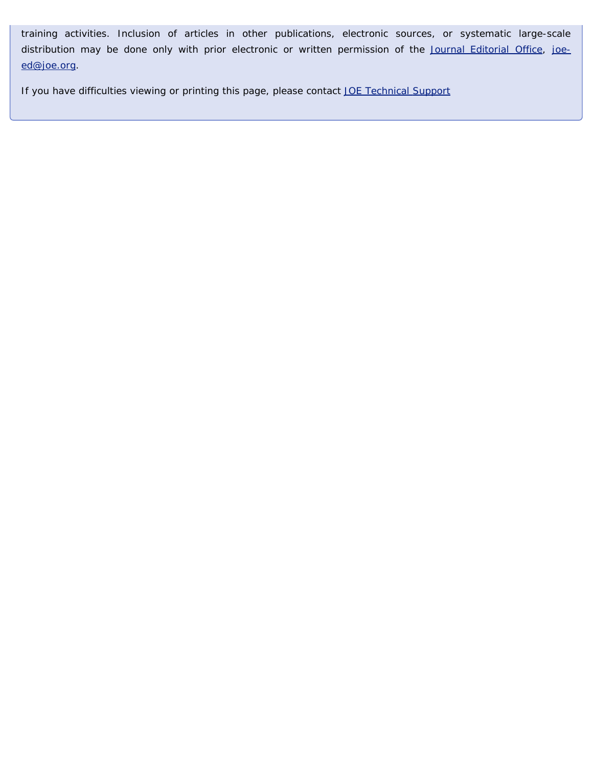training activities. Inclusion of articles in other publications, electronic sources, or systematic large-scale distribution may be done only with prior electronic or written permission of the Journal Editorial Office, joe-ed@joe.org.

If you have difficulties viewing or printing this page, please contact JOE Technical Support